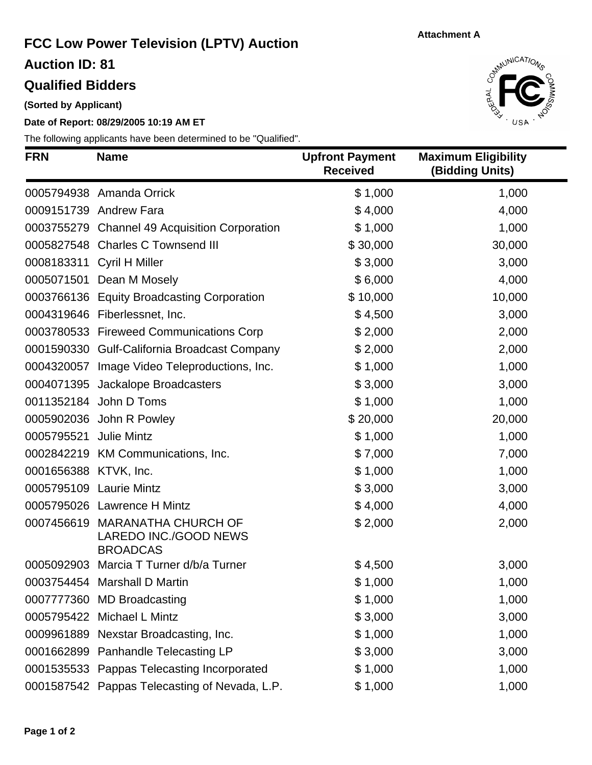Attachment A

# FCC Low Power Television (LPTV) Auction

## Auction ID: 81

## Qualified Bidders

**(Sorted by Applicant)**

**Date of Report: 08/29/2005 10:19 AM ET**

The following applicants have been determined to be "Qualified".

| FRN | Name | Upfront Payment Received | Maximum Eligibility (Bidding Units) |
|---|---|---|---|
| 0005794938 | Amanda Orrick | $ 1,000 | 1,000 |
| 0009151739 | Andrew Fara | $ 4,000 | 4,000 |
| 0003755279 | Channel 49 Acquisition Corporation | $ 1,000 | 1,000 |
| 0005827548 | Charles C Townsend III | $ 30,000 | 30,000 |
| 0008183311 | Cyril H Miller | $ 3,000 | 3,000 |
| 0005071501 | Dean M Mosely | $ 6,000 | 4,000 |
| 0003766136 | Equity Broadcasting Corporation | $ 10,000 | 10,000 |
| 0004319646 | Fiberlessnet, Inc. | $ 4,500 | 3,000 |
| 0003780533 | Fireweed Communications Corp | $ 2,000 | 2,000 |
| 0001590330 | Gulf-California Broadcast Company | $ 2,000 | 2,000 |
| 0004320057 | Image Video Teleproductions, Inc. | $ 1,000 | 1,000 |
| 0004071395 | Jackalope Broadcasters | $ 3,000 | 3,000 |
| 0011352184 | John D Toms | $ 1,000 | 1,000 |
| 0005902036 | John R Powley | $ 20,000 | 20,000 |
| 0005795521 | Julie Mintz | $ 1,000 | 1,000 |
| 0002842219 | KM Communications, Inc. | $ 7,000 | 7,000 |
| 0001656388 | KTVK, Inc. | $ 1,000 | 1,000 |
| 0005795109 | Laurie Mintz | $ 3,000 | 3,000 |
| 0005795026 | Lawrence H Mintz | $ 4,000 | 4,000 |
| 0007456619 | MARANATHA CHURCH OF LAREDO INC./GOOD NEWS BROADCAS | $ 2,000 | 2,000 |
| 0005092903 | Marcia T Turner d/b/a Turner | $ 4,500 | 3,000 |
| 0003754454 | Marshall D Martin | $ 1,000 | 1,000 |
| 0007777360 | MD Broadcasting | $ 1,000 | 1,000 |
| 0005795422 | Michael L Mintz | $ 3,000 | 3,000 |
| 0009961889 | Nexstar Broadcasting, Inc. | $ 1,000 | 1,000 |
| 0001662899 | Panhandle Telecasting LP | $ 3,000 | 3,000 |
| 0001535533 | Pappas Telecasting Incorporated | $ 1,000 | 1,000 |
| 0001587542 | Pappas Telecasting of Nevada, L.P. | $ 1,000 | 1,000 |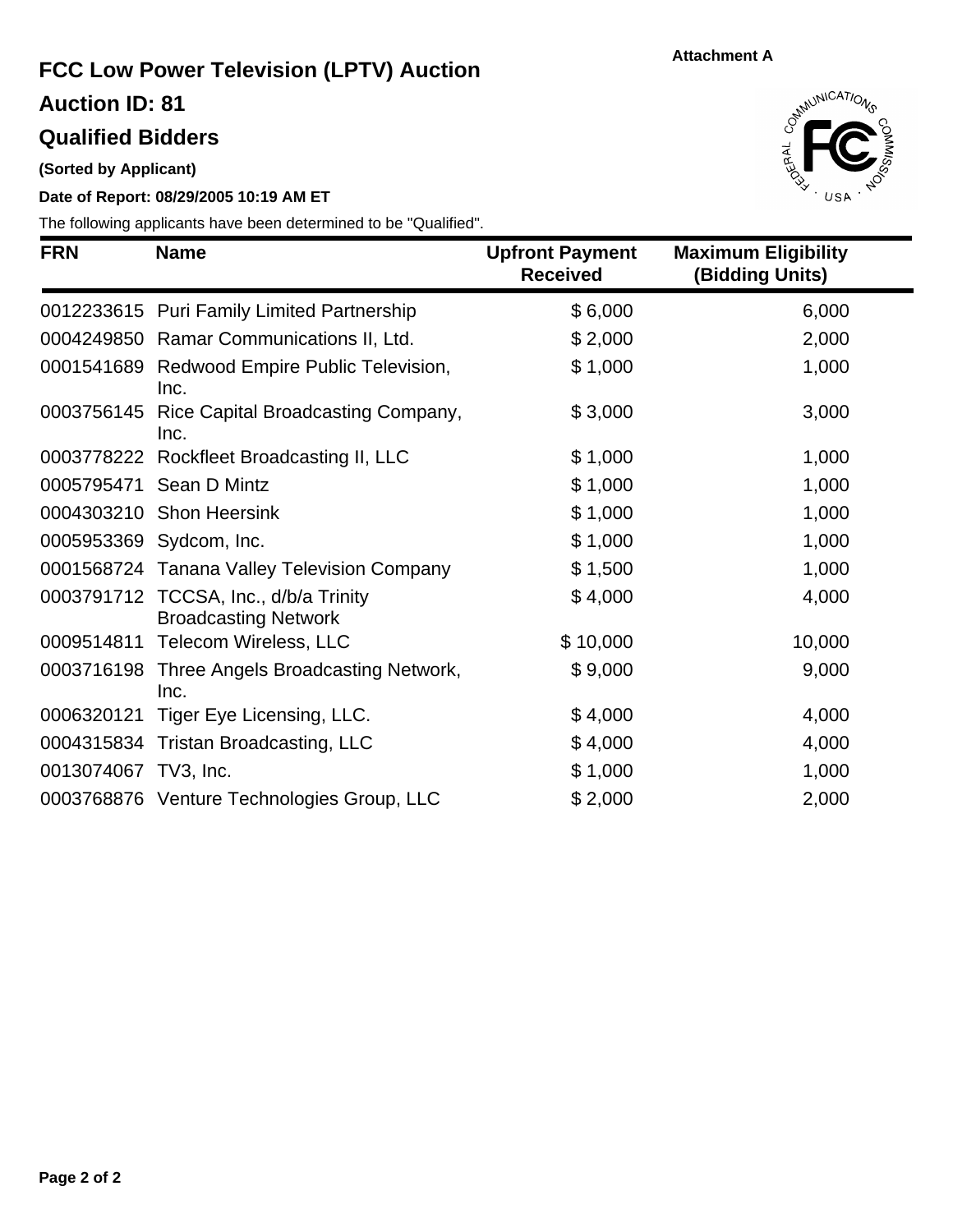Attachment A

# FCC Low Power Television (LPTV) Auction

## Auction ID: 81

## Qualified Bidders

**(Sorted by Applicant)**

**Date of Report: 08/29/2005 10:19 AM ET**

The following applicants have been determined to be "Qualified".

| FRN | Name | Upfront Payment Received | Maximum Eligibility (Bidding Units) |
|---|---|---|---|
| 0012233615 | Puri Family Limited Partnership | $ 6,000 | 6,000 |
| 0004249850 | Ramar Communications II, Ltd. | $ 2,000 | 2,000 |
| 0001541689 | Redwood Empire Public Television, Inc. | $ 1,000 | 1,000 |
| 0003756145 | Rice Capital Broadcasting Company, Inc. | $ 3,000 | 3,000 |
| 0003778222 | Rockfleet Broadcasting II, LLC | $ 1,000 | 1,000 |
| 0005795471 | Sean D Mintz | $ 1,000 | 1,000 |
| 0004303210 | Shon Heersink | $ 1,000 | 1,000 |
| 0005953369 | Sydcom, Inc. | $ 1,000 | 1,000 |
| 0001568724 | Tanana Valley Television Company | $ 1,500 | 1,000 |
| 0003791712 | TCCSA, Inc., d/b/a Trinity Broadcasting Network | $ 4,000 | 4,000 |
| 0009514811 | Telecom Wireless, LLC | $ 10,000 | 10,000 |
| 0003716198 | Three Angels Broadcasting Network, Inc. | $ 9,000 | 9,000 |
| 0006320121 | Tiger Eye Licensing, LLC. | $ 4,000 | 4,000 |
| 0004315834 | Tristan Broadcasting, LLC | $ 4,000 | 4,000 |
| 0013074067 | TV3, Inc. | $ 1,000 | 1,000 |
| 0003768876 | Venture Technologies Group, LLC | $ 2,000 | 2,000 |